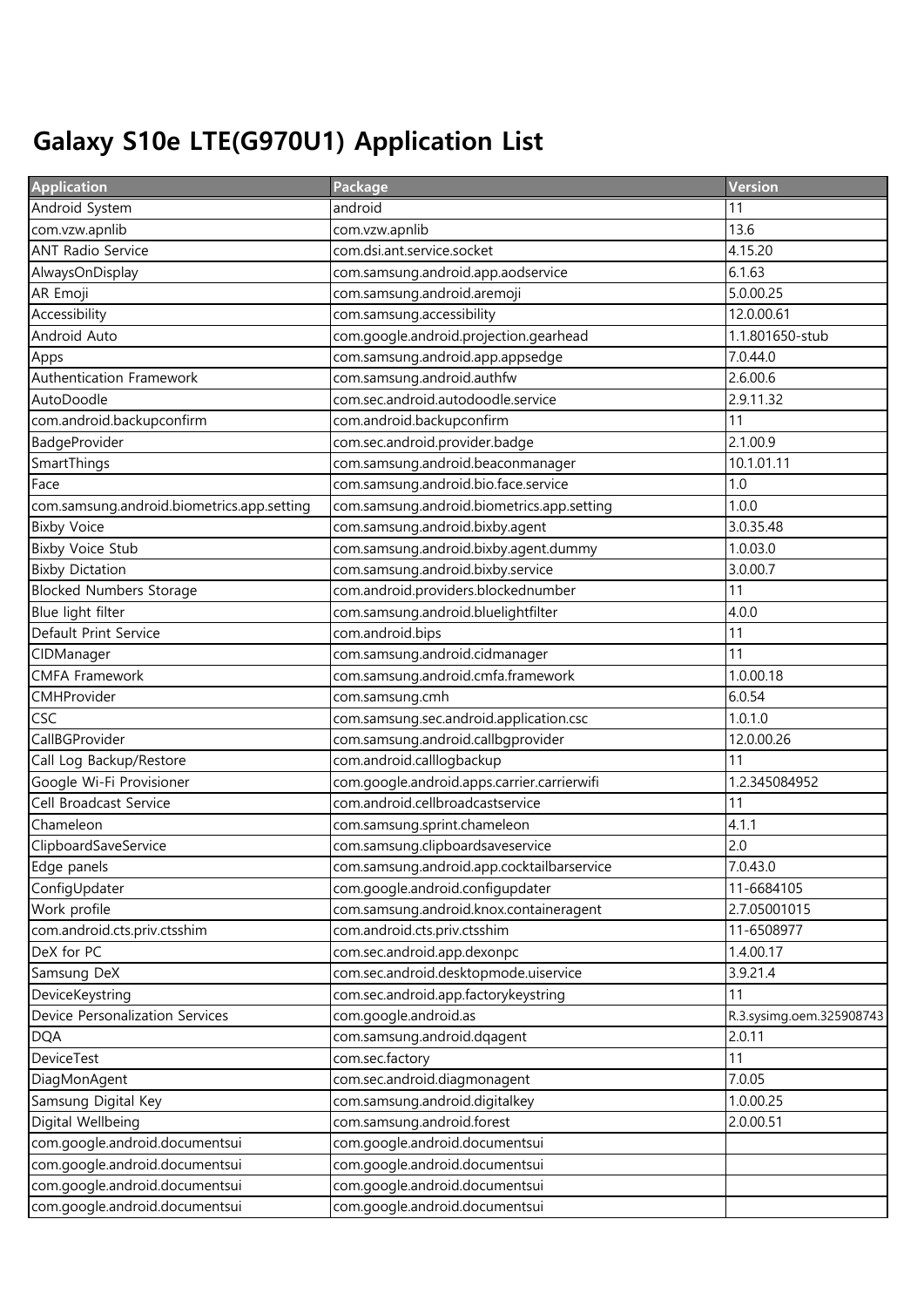# Galaxy S10e LTE(G970U1) Application List

| Application | Package | Version |
|---|---|---|
| Android System | android | 11 |
| com.vzw.apnlib | com.vzw.apnlib | 13.6 |
| ANT Radio Service | com.dsi.ant.service.socket | 4.15.20 |
| AlwaysOnDisplay | com.samsung.android.app.aodservice | 6.1.63 |
| AR Emoji | com.samsung.android.aremoji | 5.0.00.25 |
| Accessibility | com.samsung.accessibility | 12.0.00.61 |
| Android Auto | com.google.android.projection.gearhead | 1.1.801650-stub |
| Apps | com.samsung.android.app.appsedge | 7.0.44.0 |
| Authentication Framework | com.samsung.android.authfw | 2.6.00.6 |
| AutoDoodle | com.sec.android.autodoodle.service | 2.9.11.32 |
| com.android.backupconfirm | com.android.backupconfirm | 11 |
| BadgeProvider | com.sec.android.provider.badge | 2.1.00.9 |
| SmartThings | com.samsung.android.beaconmanager | 10.1.01.11 |
| Face | com.samsung.android.bio.face.service | 1.0 |
| com.samsung.android.biometrics.app.setting | com.samsung.android.biometrics.app.setting | 1.0.0 |
| Bixby Voice | com.samsung.android.bixby.agent | 3.0.35.48 |
| Bixby Voice Stub | com.samsung.android.bixby.agent.dummy | 1.0.03.0 |
| Bixby Dictation | com.samsung.android.bixby.service | 3.0.00.7 |
| Blocked Numbers Storage | com.android.providers.blockednumber | 11 |
| Blue light filter | com.samsung.android.bluelightfilter | 4.0.0 |
| Default Print Service | com.android.bips | 11 |
| CIDManager | com.samsung.android.cidmanager | 11 |
| CMFA Framework | com.samsung.android.cmfa.framework | 1.0.00.18 |
| CMHProvider | com.samsung.cmh | 6.0.54 |
| CSC | com.samsung.sec.android.application.csc | 1.0.1.0 |
| CallBGProvider | com.samsung.android.callbgprovider | 12.0.00.26 |
| Call Log Backup/Restore | com.android.calllogbackup | 11 |
| Google Wi-Fi Provisioner | com.google.android.apps.carrier.carrierwifi | 1.2.345084952 |
| Cell Broadcast Service | com.android.cellbroadcastservice | 11 |
| Chameleon | com.samsung.sprint.chameleon | 4.1.1 |
| ClipboardSaveService | com.samsung.clipboardsaveservice | 2.0 |
| Edge panels | com.samsung.android.app.cocktailbarservice | 7.0.43.0 |
| ConfigUpdater | com.google.android.configupdater | 11-6684105 |
| Work profile | com.samsung.android.knox.containeragent | 2.7.05001015 |
| com.android.cts.priv.ctsshim | com.android.cts.priv.ctsshim | 11-6508977 |
| DeX for PC | com.sec.android.app.dexonpc | 1.4.00.17 |
| Samsung DeX | com.sec.android.desktopmode.uiservice | 3.9.21.4 |
| DeviceKeystring | com.sec.android.app.factorykeystring | 11 |
| Device Personalization Services | com.google.android.as | R.3.sysimg.oem.325908743 |
| DQA | com.samsung.android.dqagent | 2.0.11 |
| DeviceTest | com.sec.factory | 11 |
| DiagMonAgent | com.sec.android.diagmonagent | 7.0.05 |
| Samsung Digital Key | com.samsung.android.digitalkey | 1.0.00.25 |
| Digital Wellbeing | com.samsung.android.forest | 2.0.00.51 |
| com.google.android.documentsui | com.google.android.documentsui | |
| com.google.android.documentsui | com.google.android.documentsui | |
| com.google.android.documentsui | com.google.android.documentsui | |
| com.google.android.documentsui | com.google.android.documentsui | |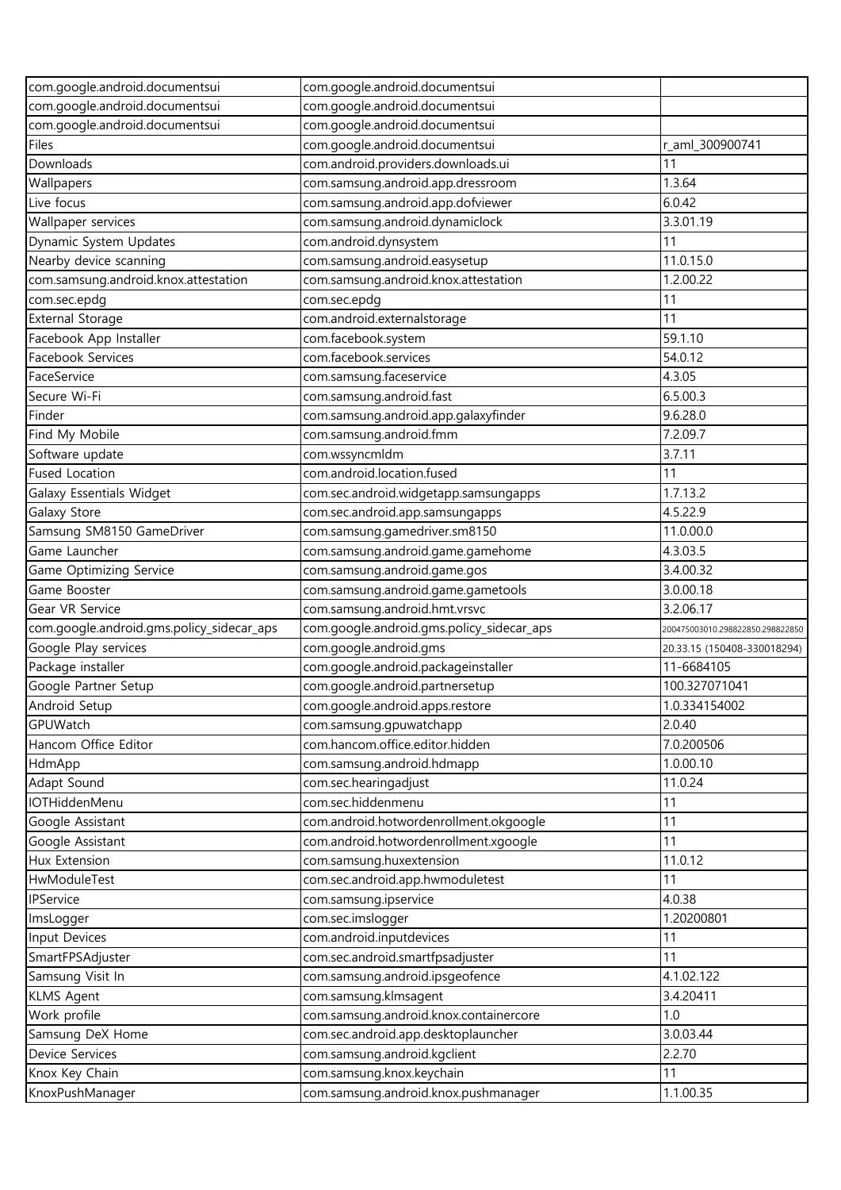| com.google.android.documentsui | com.google.android.documentsui | |
|---|---|---|
| com.google.android.documentsui | com.google.android.documentsui | |
| com.google.android.documentsui | com.google.android.documentsui | |
| Files | com.google.android.documentsui | r_aml_300900741 |
| Downloads | com.android.providers.downloads.ui | 11 |
| Wallpapers | com.samsung.android.app.dressroom | 1.3.64 |
| Live focus | com.samsung.android.app.dofviewer | 6.0.42 |
| Wallpaper services | com.samsung.android.dynamiclock | 3.3.01.19 |
| Dynamic System Updates | com.android.dynsystem | 11 |
| Nearby device scanning | com.samsung.android.easysetup | 11.0.15.0 |
| com.samsung.android.knox.attestation | com.samsung.android.knox.attestation | 1.2.00.22 |
| com.sec.epdg | com.sec.epdg | 11 |
| External Storage | com.android.externalstorage | 11 |
| Facebook App Installer | com.facebook.system | 59.1.10 |
| Facebook Services | com.facebook.services | 54.0.12 |
| FaceService | com.samsung.faceservice | 4.3.05 |
| Secure Wi-Fi | com.samsung.android.fast | 6.5.00.3 |
| Finder | com.samsung.android.app.galaxyfinder | 9.6.28.0 |
| Find My Mobile | com.samsung.android.fmm | 7.2.09.7 |
| Software update | com.wssyncmldm | 3.7.11 |
| Fused Location | com.android.location.fused | 11 |
| Galaxy Essentials Widget | com.sec.android.widgetapp.samsungapps | 1.7.13.2 |
| Galaxy Store | com.sec.android.app.samsungapps | 4.5.22.9 |
| Samsung SM8150 GameDriver | com.samsung.gamedriver.sm8150 | 11.0.00.0 |
| Game Launcher | com.samsung.android.game.gamehome | 4.3.03.5 |
| Game Optimizing Service | com.samsung.android.game.gos | 3.4.00.32 |
| Game Booster | com.samsung.android.game.gametools | 3.0.00.18 |
| Gear VR Service | com.samsung.android.hmt.vrsvc | 3.2.06.17 |
| com.google.android.gms.policy_sidecar_aps | com.google.android.gms.policy_sidecar_aps | 200475003010.298822850.298822850 |
| Google Play services | com.google.android.gms | 20.33.15 (150408-330018294) |
| Package installer | com.google.android.packageinstaller | 11-6684105 |
| Google Partner Setup | com.google.android.partnersetup | 100.327071041 |
| Android Setup | com.google.android.apps.restore | 1.0.334154002 |
| GPUWatch | com.samsung.gpuwatchapp | 2.0.40 |
| Hancom Office Editor | com.hancom.office.editor.hidden | 7.0.200506 |
| HdmApp | com.samsung.android.hdmapp | 1.0.00.10 |
| Adapt Sound | com.sec.hearingadjust | 11.0.24 |
| IOTHiddenMenu | com.sec.hiddenmenu | 11 |
| Google Assistant | com.android.hotwordenrollment.okgoogle | 11 |
| Google Assistant | com.android.hotwordenrollment.xgoogle | 11 |
| Hux Extension | com.samsung.huxextension | 11.0.12 |
| HwModuleTest | com.sec.android.app.hwmoduletest | 11 |
| IPService | com.samsung.ipservice | 4.0.38 |
| ImsLogger | com.sec.imslogger | 1.20200801 |
| Input Devices | com.android.inputdevices | 11 |
| SmartFPSAdjuster | com.sec.android.smartfpsadjuster | 11 |
| Samsung Visit In | com.samsung.android.ipsgeofence | 4.1.02.122 |
| KLMS Agent | com.samsung.klmsagent | 3.4.20411 |
| Work profile | com.samsung.android.knox.containercore | 1.0 |
| Samsung DeX Home | com.sec.android.app.desktoplauncher | 3.0.03.44 |
| Device Services | com.samsung.android.kgclient | 2.2.70 |
| Knox Key Chain | com.samsung.knox.keychain | 11 |
| KnoxPushManager | com.samsung.android.knox.pushmanager | 1.1.00.35 |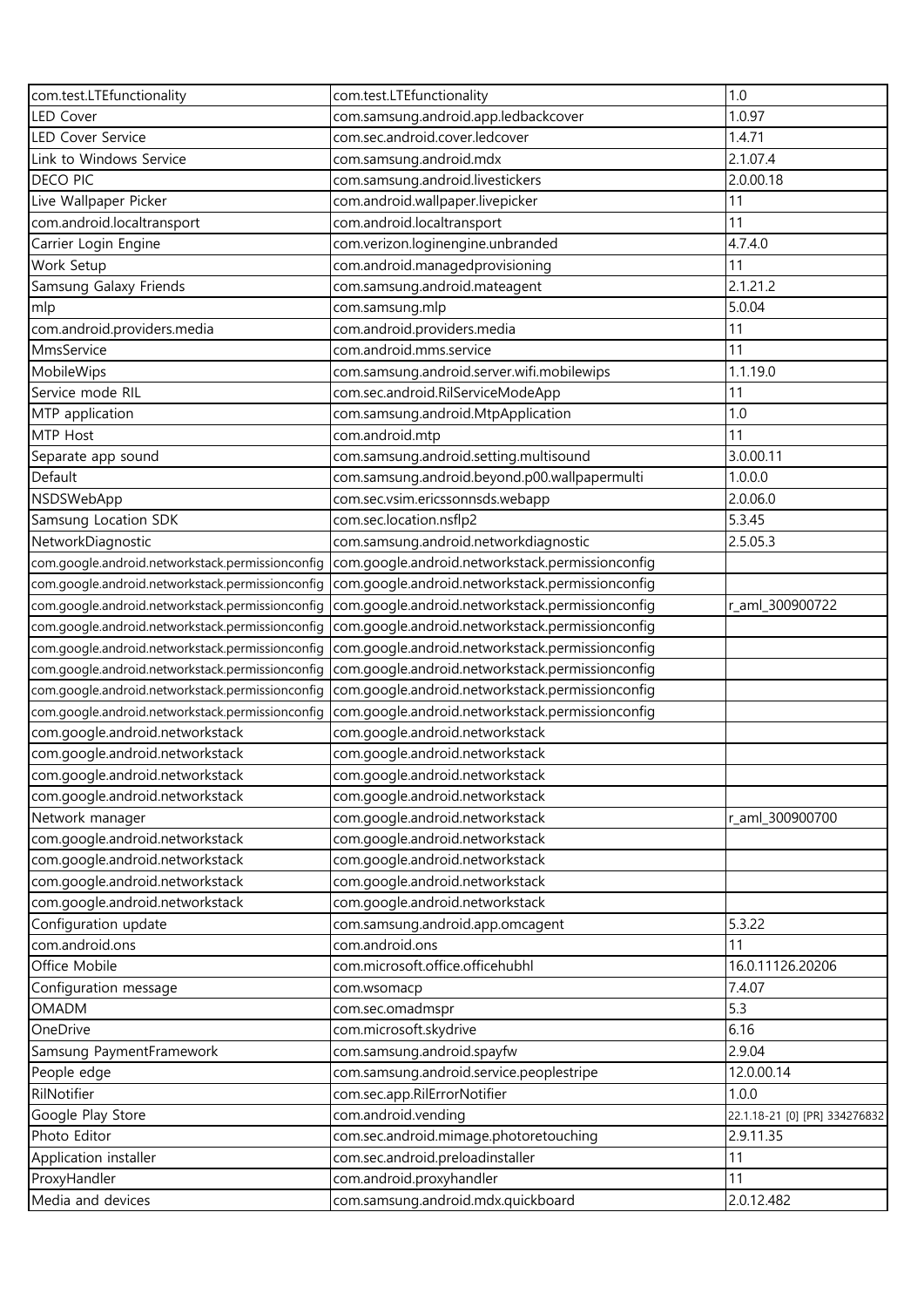| com.test.LTEfunctionality | com.test.LTEfunctionality | 1.0 |
|---|---|---|
| LED Cover | com.samsung.android.app.ledbackcover | 1.0.97 |
| LED Cover Service | com.sec.android.cover.ledcover | 1.4.71 |
| Link to Windows Service | com.samsung.android.mdx | 2.1.07.4 |
| DECO PIC | com.samsung.android.livestickers | 2.0.00.18 |
| Live Wallpaper Picker | com.android.wallpaper.livepicker | 11 |
| com.android.localtransport | com.android.localtransport | 11 |
| Carrier Login Engine | com.verizon.loginengine.unbranded | 4.7.4.0 |
| Work Setup | com.android.managedprovisioning | 11 |
| Samsung Galaxy Friends | com.samsung.android.mateagent | 2.1.21.2 |
| mlp | com.samsung.mlp | 5.0.04 |
| com.android.providers.media | com.android.providers.media | 11 |
| MmsService | com.android.mms.service | 11 |
| MobileWips | com.samsung.android.server.wifi.mobilewips | 1.1.19.0 |
| Service mode RIL | com.sec.android.RilServiceModeApp | 11 |
| MTP application | com.samsung.android.MtpApplication | 1.0 |
| MTP Host | com.android.mtp | 11 |
| Separate app sound | com.samsung.android.setting.multisound | 3.0.00.11 |
| Default | com.samsung.android.beyond.p00.wallpapermulti | 1.0.0.0 |
| NSDSWebApp | com.sec.vsim.ericssonnsds.webapp | 2.0.06.0 |
| Samsung Location SDK | com.sec.location.nsflp2 | 5.3.45 |
| NetworkDiagnostic | com.samsung.android.networkdiagnostic | 2.5.05.3 |
| com.google.android.networkstack.permissionconfig | com.google.android.networkstack.permissionconfig | |
| com.google.android.networkstack.permissionconfig | com.google.android.networkstack.permissionconfig | |
| com.google.android.networkstack.permissionconfig | com.google.android.networkstack.permissionconfig | r_aml_300900722 |
| com.google.android.networkstack.permissionconfig | com.google.android.networkstack.permissionconfig | |
| com.google.android.networkstack.permissionconfig | com.google.android.networkstack.permissionconfig | |
| com.google.android.networkstack.permissionconfig | com.google.android.networkstack.permissionconfig | |
| com.google.android.networkstack.permissionconfig | com.google.android.networkstack.permissionconfig | |
| com.google.android.networkstack.permissionconfig | com.google.android.networkstack.permissionconfig | |
| com.google.android.networkstack | com.google.android.networkstack | |
| com.google.android.networkstack | com.google.android.networkstack | |
| com.google.android.networkstack | com.google.android.networkstack | |
| com.google.android.networkstack | com.google.android.networkstack | |
| Network manager | com.google.android.networkstack | r_aml_300900700 |
| com.google.android.networkstack | com.google.android.networkstack | |
| com.google.android.networkstack | com.google.android.networkstack | |
| com.google.android.networkstack | com.google.android.networkstack | |
| com.google.android.networkstack | com.google.android.networkstack | |
| Configuration update | com.samsung.android.app.omcagent | 5.3.22 |
| com.android.ons | com.android.ons | 11 |
| Office Mobile | com.microsoft.office.officehubhl | 16.0.11126.20206 |
| Configuration message | com.wsomacp | 7.4.07 |
| OMADM | com.sec.omadmspr | 5.3 |
| OneDrive | com.microsoft.skydrive | 6.16 |
| Samsung PaymentFramework | com.samsung.android.spayfw | 2.9.04 |
| People edge | com.samsung.android.service.peoplestripe | 12.0.00.14 |
| RilNotifier | com.sec.app.RilErrorNotifier | 1.0.0 |
| Google Play Store | com.android.vending | 22.1.18-21 [0] [PR] 334276832 |
| Photo Editor | com.sec.android.mimage.photoretouching | 2.9.11.35 |
| Application installer | com.sec.android.preloadinstaller | 11 |
| ProxyHandler | com.android.proxyhandler | 11 |
| Media and devices | com.samsung.android.mdx.quickboard | 2.0.12.482 |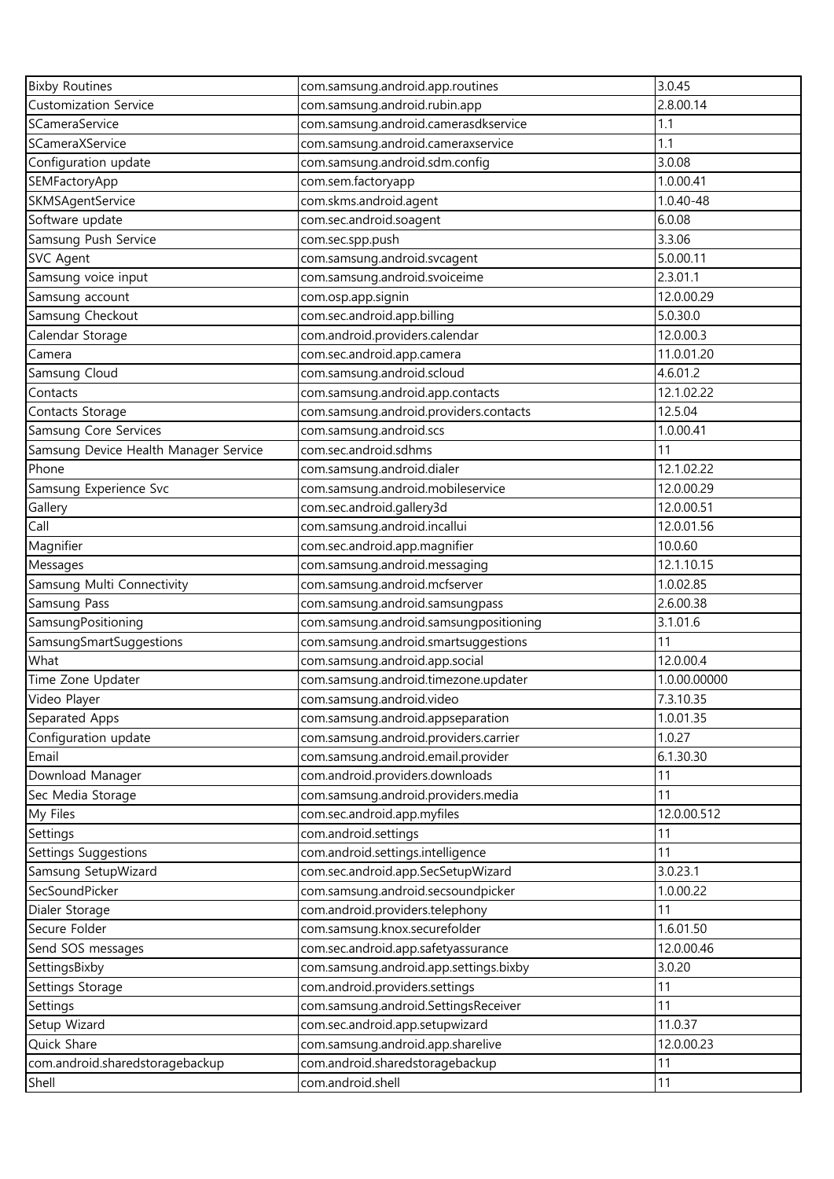| Bixby Routines | com.samsung.android.app.routines | 3.0.45 |
|---|---|---|
| Customization Service | com.samsung.android.rubin.app | 2.8.00.14 |
| SCameraService | com.samsung.android.camerasdkservice | 1.1 |
| SCameraXService | com.samsung.android.cameraxservice | 1.1 |
| Configuration update | com.samsung.android.sdm.config | 3.0.08 |
| SEMFactoryApp | com.sem.factoryapp | 1.0.00.41 |
| SKMSAgentService | com.skms.android.agent | 1.0.40-48 |
| Software update | com.sec.android.soagent | 6.0.08 |
| Samsung Push Service | com.sec.spp.push | 3.3.06 |
| SVC Agent | com.samsung.android.svcagent | 5.0.00.11 |
| Samsung voice input | com.samsung.android.svoiceime | 2.3.01.1 |
| Samsung account | com.osp.app.signin | 12.0.00.29 |
| Samsung Checkout | com.sec.android.app.billing | 5.0.30.0 |
| Calendar Storage | com.android.providers.calendar | 12.0.00.3 |
| Camera | com.sec.android.app.camera | 11.0.01.20 |
| Samsung Cloud | com.samsung.android.scloud | 4.6.01.2 |
| Contacts | com.samsung.android.app.contacts | 12.1.02.22 |
| Contacts Storage | com.samsung.android.providers.contacts | 12.5.04 |
| Samsung Core Services | com.samsung.android.scs | 1.0.00.41 |
| Samsung Device Health Manager Service | com.sec.android.sdhms | 11 |
| Phone | com.samsung.android.dialer | 12.1.02.22 |
| Samsung Experience Svc | com.samsung.android.mobileservice | 12.0.00.29 |
| Gallery | com.sec.android.gallery3d | 12.0.00.51 |
| Call | com.samsung.android.incallui | 12.0.01.56 |
| Magnifier | com.sec.android.app.magnifier | 10.0.60 |
| Messages | com.samsung.android.messaging | 12.1.10.15 |
| Samsung Multi Connectivity | com.samsung.android.mcfserver | 1.0.02.85 |
| Samsung Pass | com.samsung.android.samsungpass | 2.6.00.38 |
| SamsungPositioning | com.samsung.android.samsungpositioning | 3.1.01.6 |
| SamsungSmartSuggestions | com.samsung.android.smartsuggestions | 11 |
| What | com.samsung.android.app.social | 12.0.00.4 |
| Time Zone Updater | com.samsung.android.timezone.updater | 1.0.00.00000 |
| Video Player | com.samsung.android.video | 7.3.10.35 |
| Separated Apps | com.samsung.android.appseparation | 1.0.01.35 |
| Configuration update | com.samsung.android.providers.carrier | 1.0.27 |
| Email | com.samsung.android.email.provider | 6.1.30.30 |
| Download Manager | com.android.providers.downloads | 11 |
| Sec Media Storage | com.samsung.android.providers.media | 11 |
| My Files | com.sec.android.app.myfiles | 12.0.00.512 |
| Settings | com.android.settings | 11 |
| Settings Suggestions | com.android.settings.intelligence | 11 |
| Samsung SetupWizard | com.sec.android.app.SecSetupWizard | 3.0.23.1 |
| SecSoundPicker | com.samsung.android.secsoundpicker | 1.0.00.22 |
| Dialer Storage | com.android.providers.telephony | 11 |
| Secure Folder | com.samsung.knox.securefolder | 1.6.01.50 |
| Send SOS messages | com.sec.android.app.safetyassurance | 12.0.00.46 |
| SettingsBixby | com.samsung.android.app.settings.bixby | 3.0.20 |
| Settings Storage | com.android.providers.settings | 11 |
| Settings | com.samsung.android.SettingsReceiver | 11 |
| Setup Wizard | com.sec.android.app.setupwizard | 11.0.37 |
| Quick Share | com.samsung.android.app.sharelive | 12.0.00.23 |
| com.android.sharedstoragebackup | com.android.sharedstoragebackup | 11 |
| Shell | com.android.shell | 11 |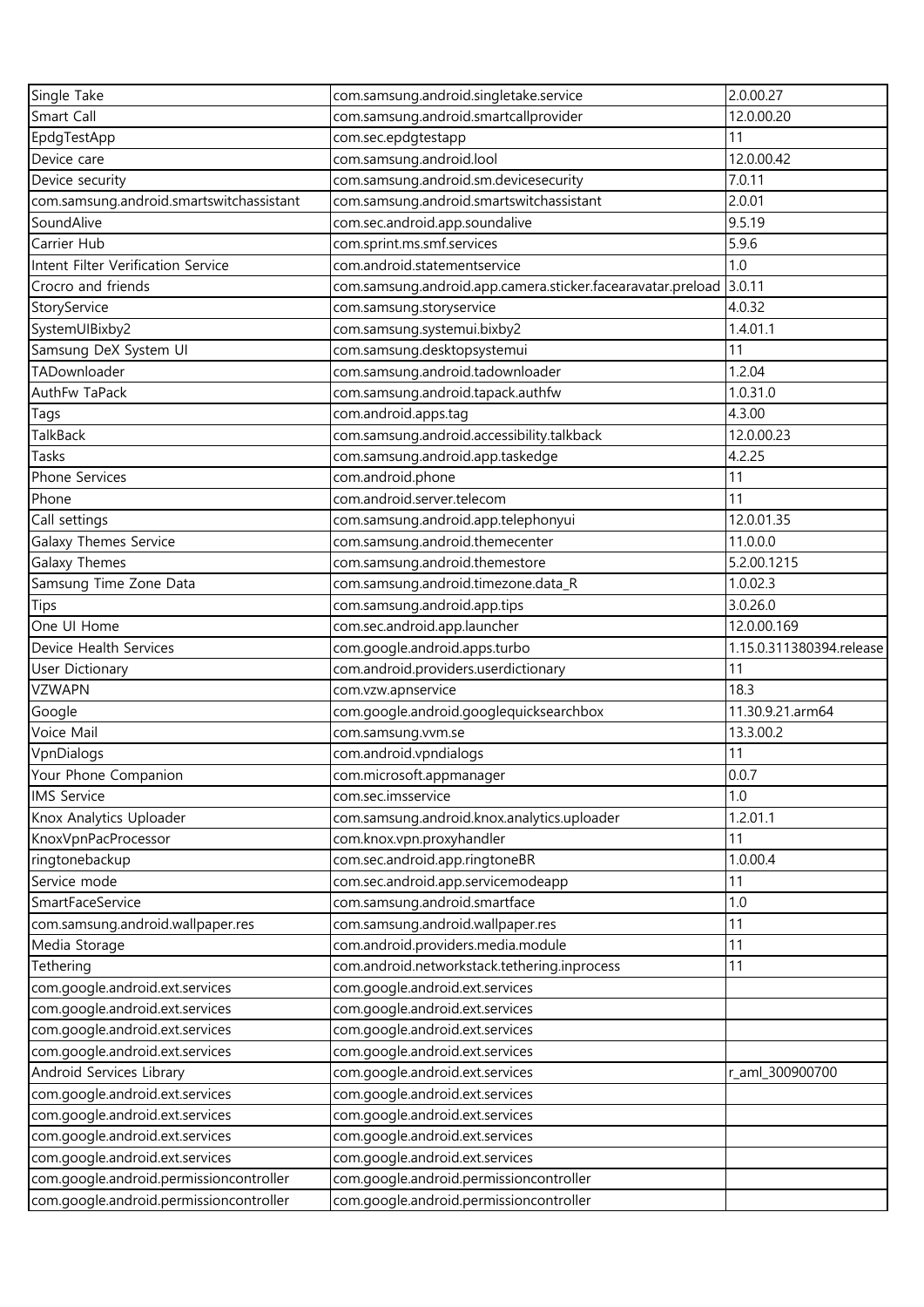| Single Take | com.samsung.android.singletake.service | 2.0.00.27 |
|---|---|---|
| Smart Call | com.samsung.android.smartcallprovider | 12.0.00.20 |
| EpdgTestApp | com.sec.epdgtestapp | 11 |
| Device care | com.samsung.android.lool | 12.0.00.42 |
| Device security | com.samsung.android.sm.devicesecurity | 7.0.11 |
| com.samsung.android.smartswitchassistant | com.samsung.android.smartswitchassistant | 2.0.01 |
| SoundAlive | com.sec.android.app.soundalive | 9.5.19 |
| Carrier Hub | com.sprint.ms.smf.services | 5.9.6 |
| Intent Filter Verification Service | com.android.statementservice | 1.0 |
| Crocro and friends | com.samsung.android.app.camera.sticker.facearavatar.preload | 3.0.11 |
| StoryService | com.samsung.storyservice | 4.0.32 |
| SystemUIBixby2 | com.samsung.systemui.bixby2 | 1.4.01.1 |
| Samsung DeX System UI | com.samsung.desktopsystemui | 11 |
| TADownloader | com.samsung.android.tadownloader | 1.2.04 |
| AuthFw TaPack | com.samsung.android.tapack.authfw | 1.0.31.0 |
| Tags | com.android.apps.tag | 4.3.00 |
| TalkBack | com.samsung.android.accessibility.talkback | 12.0.00.23 |
| Tasks | com.samsung.android.app.taskedge | 4.2.25 |
| Phone Services | com.android.phone | 11 |
| Phone | com.android.server.telecom | 11 |
| Call settings | com.samsung.android.app.telephonyui | 12.0.01.35 |
| Galaxy Themes Service | com.samsung.android.themecenter | 11.0.0.0 |
| Galaxy Themes | com.samsung.android.themestore | 5.2.00.1215 |
| Samsung Time Zone Data | com.samsung.android.timezone.data_R | 1.0.02.3 |
| Tips | com.samsung.android.app.tips | 3.0.26.0 |
| One UI Home | com.sec.android.app.launcher | 12.0.00.169 |
| Device Health Services | com.google.android.apps.turbo | 1.15.0.311380394.release |
| User Dictionary | com.android.providers.userdictionary | 11 |
| VZWAPN | com.vzw.apnservice | 18.3 |
| Google | com.google.android.googlequicksearchbox | 11.30.9.21.arm64 |
| Voice Mail | com.samsung.vvm.se | 13.3.00.2 |
| VpnDialogs | com.android.vpndialogs | 11 |
| Your Phone Companion | com.microsoft.appmanager | 0.0.7 |
| IMS Service | com.sec.imsservice | 1.0 |
| Knox Analytics Uploader | com.samsung.android.knox.analytics.uploader | 1.2.01.1 |
| KnoxVpnPacProcessor | com.knox.vpn.proxyhandler | 11 |
| ringtonebackup | com.sec.android.app.ringtoneBR | 1.0.00.4 |
| Service mode | com.sec.android.app.servicemodeapp | 11 |
| SmartFaceService | com.samsung.android.smartface | 1.0 |
| com.samsung.android.wallpaper.res | com.samsung.android.wallpaper.res | 11 |
| Media Storage | com.android.providers.media.module | 11 |
| Tethering | com.android.networkstack.tethering.inprocess | 11 |
| com.google.android.ext.services | com.google.android.ext.services | |
| com.google.android.ext.services | com.google.android.ext.services | |
| com.google.android.ext.services | com.google.android.ext.services | |
| com.google.android.ext.services | com.google.android.ext.services | |
| Android Services Library | com.google.android.ext.services | r_aml_300900700 |
| com.google.android.ext.services | com.google.android.ext.services | |
| com.google.android.ext.services | com.google.android.ext.services | |
| com.google.android.ext.services | com.google.android.ext.services | |
| com.google.android.ext.services | com.google.android.ext.services | |
| com.google.android.permissioncontroller | com.google.android.permissioncontroller | |
| com.google.android.permissioncontroller | com.google.android.permissioncontroller | |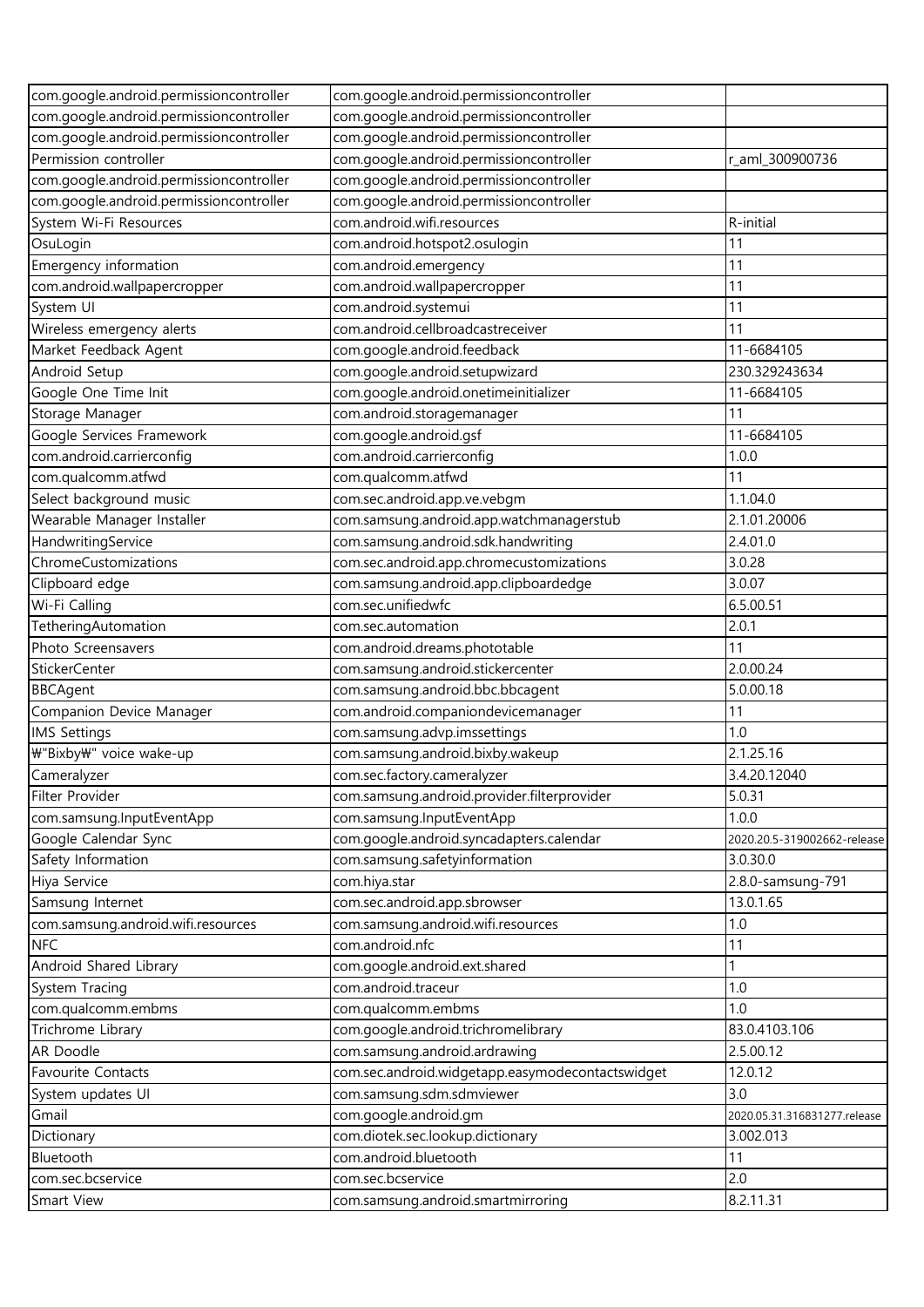| com.google.android.permissioncontroller | com.google.android.permissioncontroller | |
|---|---|---|
| com.google.android.permissioncontroller | com.google.android.permissioncontroller | |
| com.google.android.permissioncontroller | com.google.android.permissioncontroller | |
| Permission controller | com.google.android.permissioncontroller | r_aml_300900736 |
| com.google.android.permissioncontroller | com.google.android.permissioncontroller | |
| com.google.android.permissioncontroller | com.google.android.permissioncontroller | |
| System Wi-Fi Resources | com.android.wifi.resources | R-initial |
| OsuLogin | com.android.hotspot2.osulogin | 11 |
| Emergency information | com.android.emergency | 11 |
| com.android.wallpapercropper | com.android.wallpapercropper | 11 |
| System UI | com.android.systemui | 11 |
| Wireless emergency alerts | com.android.cellbroadcastreceiver | 11 |
| Market Feedback Agent | com.google.android.feedback | 11-6684105 |
| Android Setup | com.google.android.setupwizard | 230.329243634 |
| Google One Time Init | com.google.android.onetimeinitializer | 11-6684105 |
| Storage Manager | com.android.storagemanager | 11 |
| Google Services Framework | com.google.android.gsf | 11-6684105 |
| com.android.carrierconfig | com.android.carrierconfig | 1.0.0 |
| com.qualcomm.atfwd | com.qualcomm.atfwd | 11 |
| Select background music | com.sec.android.app.ve.vebgm | 1.1.04.0 |
| Wearable Manager Installer | com.samsung.android.app.watchmanagerstub | 2.1.01.20006 |
| HandwritingService | com.samsung.android.sdk.handwriting | 2.4.01.0 |
| ChromeCustomizations | com.sec.android.app.chromecustomizations | 3.0.28 |
| Clipboard edge | com.samsung.android.app.clipboardedge | 3.0.07 |
| Wi-Fi Calling | com.sec.unifiedwfc | 6.5.00.51 |
| TetheringAutomation | com.sec.automation | 2.0.1 |
| Photo Screensavers | com.android.dreams.phototable | 11 |
| StickerCenter | com.samsung.android.stickercenter | 2.0.00.24 |
| BBCAgent | com.samsung.android.bbc.bbcagent | 5.0.00.18 |
| Companion Device Manager | com.android.companiondevicemanager | 11 |
| IMS Settings | com.samsung.advp.imssettings | 1.0 |
| ₩"Bixby₩" voice wake-up | com.samsung.android.bixby.wakeup | 2.1.25.16 |
| Cameralyzer | com.sec.factory.cameralyzer | 3.4.20.12040 |
| Filter Provider | com.samsung.android.provider.filterprovider | 5.0.31 |
| com.samsung.InputEventApp | com.samsung.InputEventApp | 1.0.0 |
| Google Calendar Sync | com.google.android.syncadapters.calendar | 2020.20.5-319002662-release |
| Safety Information | com.samsung.safetyinformation | 3.0.30.0 |
| Hiya Service | com.hiya.star | 2.8.0-samsung-791 |
| Samsung Internet | com.sec.android.app.sbrowser | 13.0.1.65 |
| com.samsung.android.wifi.resources | com.samsung.android.wifi.resources | 1.0 |
| NFC | com.android.nfc | 11 |
| Android Shared Library | com.google.android.ext.shared | 1 |
| System Tracing | com.android.traceur | 1.0 |
| com.qualcomm.embms | com.qualcomm.embms | 1.0 |
| Trichrome Library | com.google.android.trichromelibrary | 83.0.4103.106 |
| AR Doodle | com.samsung.android.ardrawing | 2.5.00.12 |
| Favourite Contacts | com.sec.android.widgetapp.easymodecontactswidget | 12.0.12 |
| System updates UI | com.samsung.sdm.sdmviewer | 3.0 |
| Gmail | com.google.android.gm | 2020.05.31.316831277.release |
| Dictionary | com.diotek.sec.lookup.dictionary | 3.002.013 |
| Bluetooth | com.android.bluetooth | 11 |
| com.sec.bcservice | com.sec.bcservice | 2.0 |
| Smart View | com.samsung.android.smartmirroring | 8.2.11.31 |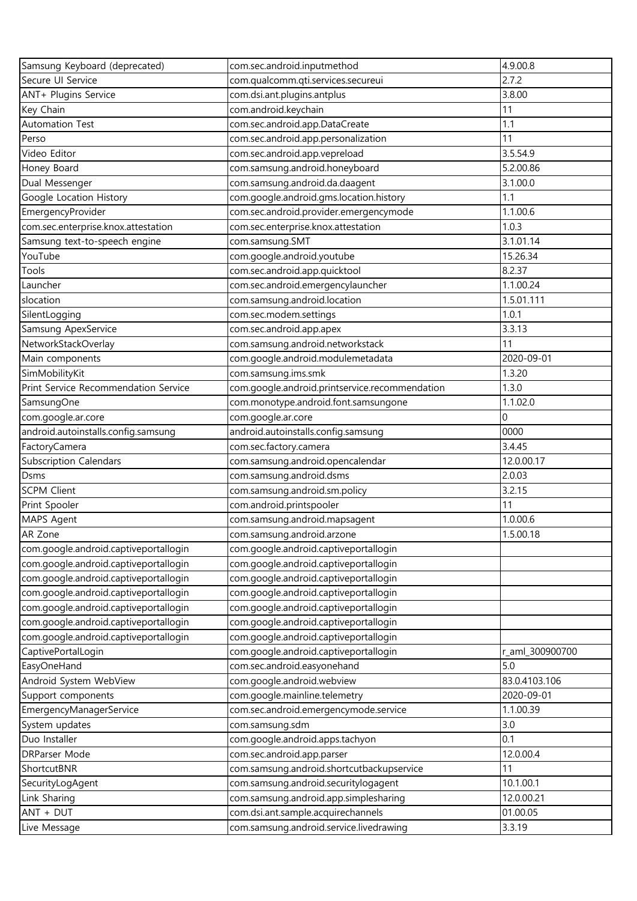| Samsung Keyboard (deprecated) | com.sec.android.inputmethod | 4.9.00.8 |
|---|---|---|
| Secure UI Service | com.qualcomm.qti.services.secureui | 2.7.2 |
| ANT+ Plugins Service | com.dsi.ant.plugins.antplus | 3.8.00 |
| Key Chain | com.android.keychain | 11 |
| Automation Test | com.sec.android.app.DataCreate | 1.1 |
| Perso | com.sec.android.app.personalization | 11 |
| Video Editor | com.sec.android.app.vepreload | 3.5.54.9 |
| Honey Board | com.samsung.android.honeyboard | 5.2.00.86 |
| Dual Messenger | com.samsung.android.da.daagent | 3.1.00.0 |
| Google Location History | com.google.android.gms.location.history | 1.1 |
| EmergencyProvider | com.sec.android.provider.emergencymode | 1.1.00.6 |
| com.sec.enterprise.knox.attestation | com.sec.enterprise.knox.attestation | 1.0.3 |
| Samsung text-to-speech engine | com.samsung.SMT | 3.1.01.14 |
| YouTube | com.google.android.youtube | 15.26.34 |
| Tools | com.sec.android.app.quicktool | 8.2.37 |
| Launcher | com.sec.android.emergencylauncher | 1.1.00.24 |
| slocation | com.samsung.android.location | 1.5.01.111 |
| SilentLogging | com.sec.modem.settings | 1.0.1 |
| Samsung ApexService | com.sec.android.app.apex | 3.3.13 |
| NetworkStackOverlay | com.samsung.android.networkstack | 11 |
| Main components | com.google.android.modulemetadata | 2020-09-01 |
| SimMobilityKit | com.samsung.ims.smk | 1.3.20 |
| Print Service Recommendation Service | com.google.android.printservice.recommendation | 1.3.0 |
| SamsungOne | com.monotype.android.font.samsungone | 1.1.02.0 |
| com.google.ar.core | com.google.ar.core | 0 |
| android.autoinstalls.config.samsung | android.autoinstalls.config.samsung | 0000 |
| FactoryCamera | com.sec.factory.camera | 3.4.45 |
| Subscription Calendars | com.samsung.android.opencalendar | 12.0.00.17 |
| Dsms | com.samsung.android.dsms | 2.0.03 |
| SCPM Client | com.samsung.android.sm.policy | 3.2.15 |
| Print Spooler | com.android.printspooler | 11 |
| MAPS Agent | com.samsung.android.mapsagent | 1.0.00.6 |
| AR Zone | com.samsung.android.arzone | 1.5.00.18 |
| com.google.android.captiveportallogin | com.google.android.captiveportallogin | |
| com.google.android.captiveportallogin | com.google.android.captiveportallogin | |
| com.google.android.captiveportallogin | com.google.android.captiveportallogin | |
| com.google.android.captiveportallogin | com.google.android.captiveportallogin | |
| com.google.android.captiveportallogin | com.google.android.captiveportallogin | |
| com.google.android.captiveportallogin | com.google.android.captiveportallogin | |
| com.google.android.captiveportallogin | com.google.android.captiveportallogin | |
| CaptivePortalLogin | com.google.android.captiveportallogin | r_aml_300900700 |
| EasyOneHand | com.sec.android.easyonehand | 5.0 |
| Android System WebView | com.google.android.webview | 83.0.4103.106 |
| Support components | com.google.mainline.telemetry | 2020-09-01 |
| EmergencyManagerService | com.sec.android.emergencymode.service | 1.1.00.39 |
| System updates | com.samsung.sdm | 3.0 |
| Duo Installer | com.google.android.apps.tachyon | 0.1 |
| DRParser Mode | com.sec.android.app.parser | 12.0.00.4 |
| ShortcutBNR | com.samsung.android.shortcutbackupservice | 11 |
| SecurityLogAgent | com.samsung.android.securitylogagent | 10.1.00.1 |
| Link Sharing | com.samsung.android.app.simplesharing | 12.0.00.21 |
| ANT + DUT | com.dsi.ant.sample.acquirechannels | 01.00.05 |
| Live Message | com.samsung.android.service.livedrawing | 3.3.19 |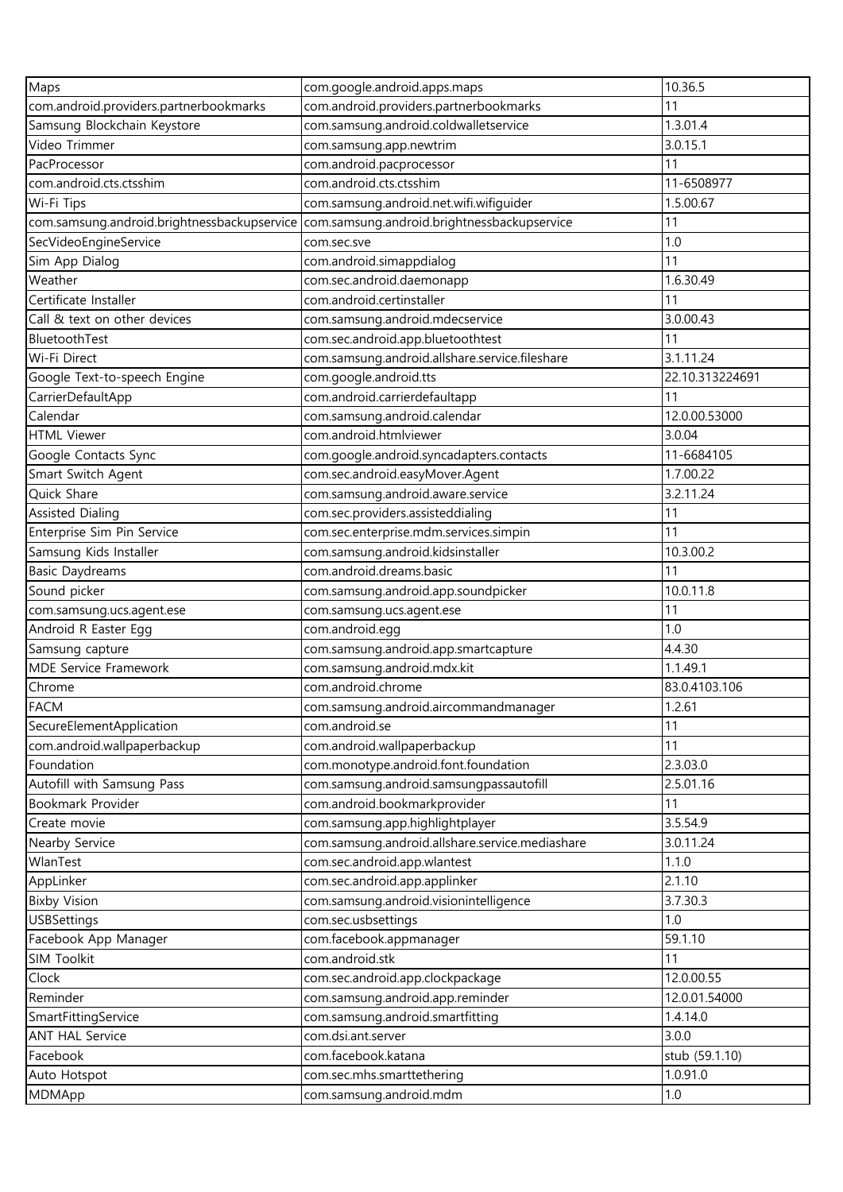| Maps | com.google.android.apps.maps | 10.36.5 |
|---|---|---|
| com.android.providers.partnerbookmarks | com.android.providers.partnerbookmarks | 11 |
| Samsung Blockchain Keystore | com.samsung.android.coldwalletservice | 1.3.01.4 |
| Video Trimmer | com.samsung.app.newtrim | 3.0.15.1 |
| PacProcessor | com.android.pacprocessor | 11 |
| com.android.cts.ctsshim | com.android.cts.ctsshim | 11-6508977 |
| Wi-Fi Tips | com.samsung.android.net.wifi.wifiguider | 1.5.00.67 |
| com.samsung.android.brightnessbackupservice | com.samsung.android.brightnessbackupservice | 11 |
| SecVideoEngineService | com.sec.sve | 1.0 |
| Sim App Dialog | com.android.simappdialog | 11 |
| Weather | com.sec.android.daemonapp | 1.6.30.49 |
| Certificate Installer | com.android.certinstaller | 11 |
| Call & text on other devices | com.samsung.android.mdecservice | 3.0.00.43 |
| BluetoothTest | com.sec.android.app.bluetoothtest | 11 |
| Wi-Fi Direct | com.samsung.android.allshare.service.fileshare | 3.1.11.24 |
| Google Text-to-speech Engine | com.google.android.tts | 22.10.313224691 |
| CarrierDefaultApp | com.android.carrierdefaultapp | 11 |
| Calendar | com.samsung.android.calendar | 12.0.00.53000 |
| HTML Viewer | com.android.htmlviewer | 3.0.04 |
| Google Contacts Sync | com.google.android.syncadapters.contacts | 11-6684105 |
| Smart Switch Agent | com.sec.android.easyMover.Agent | 1.7.00.22 |
| Quick Share | com.samsung.android.aware.service | 3.2.11.24 |
| Assisted Dialing | com.sec.providers.assisteddialing | 11 |
| Enterprise Sim Pin Service | com.sec.enterprise.mdm.services.simpin | 11 |
| Samsung Kids Installer | com.samsung.android.kidsinstaller | 10.3.00.2 |
| Basic Daydreams | com.android.dreams.basic | 11 |
| Sound picker | com.samsung.android.app.soundpicker | 10.0.11.8 |
| com.samsung.ucs.agent.ese | com.samsung.ucs.agent.ese | 11 |
| Android R Easter Egg | com.android.egg | 1.0 |
| Samsung capture | com.samsung.android.app.smartcapture | 4.4.30 |
| MDE Service Framework | com.samsung.android.mdx.kit | 1.1.49.1 |
| Chrome | com.android.chrome | 83.0.4103.106 |
| FACM | com.samsung.android.aircommandmanager | 1.2.61 |
| SecureElementApplication | com.android.se | 11 |
| com.android.wallpaperbackup | com.android.wallpaperbackup | 11 |
| Foundation | com.monotype.android.font.foundation | 2.3.03.0 |
| Autofill with Samsung Pass | com.samsung.android.samsungpassautofill | 2.5.01.16 |
| Bookmark Provider | com.android.bookmarkprovider | 11 |
| Create movie | com.samsung.app.highlightplayer | 3.5.54.9 |
| Nearby Service | com.samsung.android.allshare.service.mediashare | 3.0.11.24 |
| WlanTest | com.sec.android.app.wlantest | 1.1.0 |
| AppLinker | com.sec.android.app.applinker | 2.1.10 |
| Bixby Vision | com.samsung.android.visionintelligence | 3.7.30.3 |
| USBSettings | com.sec.usbsettings | 1.0 |
| Facebook App Manager | com.facebook.appmanager | 59.1.10 |
| SIM Toolkit | com.android.stk | 11 |
| Clock | com.sec.android.app.clockpackage | 12.0.00.55 |
| Reminder | com.samsung.android.app.reminder | 12.0.01.54000 |
| SmartFittingService | com.samsung.android.smartfitting | 1.4.14.0 |
| ANT HAL Service | com.dsi.ant.server | 3.0.0 |
| Facebook | com.facebook.katana | stub (59.1.10) |
| Auto Hotspot | com.sec.mhs.smarttethering | 1.0.91.0 |
| MDMApp | com.samsung.android.mdm | 1.0 |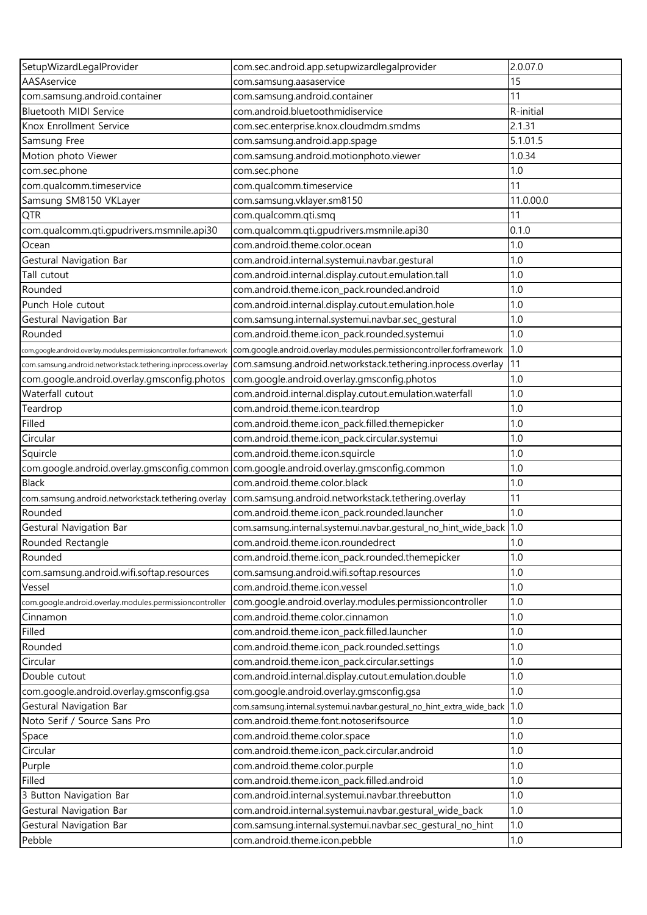| SetupWizardLegalProvider | com.sec.android.app.setupwizardlegalprovider | 2.0.07.0 |
|---|---|---|
| AASAservice | com.samsung.aasaservice | 15 |
| com.samsung.android.container | com.samsung.android.container | 11 |
| Bluetooth MIDI Service | com.android.bluetoothmidiservice | R-initial |
| Knox Enrollment Service | com.sec.enterprise.knox.cloudmdm.smdms | 2.1.31 |
| Samsung Free | com.samsung.android.app.spage | 5.1.01.5 |
| Motion photo Viewer | com.samsung.android.motionphoto.viewer | 1.0.34 |
| com.sec.phone | com.sec.phone | 1.0 |
| com.qualcomm.timeservice | com.qualcomm.timeservice | 11 |
| Samsung SM8150 VKLayer | com.samsung.vklayer.sm8150 | 11.0.00.0 |
| QTR | com.qualcomm.qti.smq | 11 |
| com.qualcomm.qti.gpudrivers.msmnile.api30 | com.qualcomm.qti.gpudrivers.msmnile.api30 | 0.1.0 |
| Ocean | com.android.theme.color.ocean | 1.0 |
| Gestural Navigation Bar | com.android.internal.systemui.navbar.gestural | 1.0 |
| Tall cutout | com.android.internal.display.cutout.emulation.tall | 1.0 |
| Rounded | com.android.theme.icon_pack.rounded.android | 1.0 |
| Punch Hole cutout | com.android.internal.display.cutout.emulation.hole | 1.0 |
| Gestural Navigation Bar | com.samsung.internal.systemui.navbar.sec_gestural | 1.0 |
| Rounded | com.android.theme.icon_pack.rounded.systemui | 1.0 |
| com.google.android.overlay.modules.permissioncontroller.forframework | com.google.android.overlay.modules.permissioncontroller.forframework | 1.0 |
| com.samsung.android.networkstack.tethering.inprocess.overlay | com.samsung.android.networkstack.tethering.inprocess.overlay | 11 |
| com.google.android.overlay.gmsconfig.photos | com.google.android.overlay.gmsconfig.photos | 1.0 |
| Waterfall cutout | com.android.internal.display.cutout.emulation.waterfall | 1.0 |
| Teardrop | com.android.theme.icon.teardrop | 1.0 |
| Filled | com.android.theme.icon_pack.filled.themepicker | 1.0 |
| Circular | com.android.theme.icon_pack.circular.systemui | 1.0 |
| Squircle | com.android.theme.icon.squircle | 1.0 |
| com.google.android.overlay.gmsconfig.common | com.google.android.overlay.gmsconfig.common | 1.0 |
| Black | com.android.theme.color.black | 1.0 |
| com.samsung.android.networkstack.tethering.overlay | com.samsung.android.networkstack.tethering.overlay | 11 |
| Rounded | com.android.theme.icon_pack.rounded.launcher | 1.0 |
| Gestural Navigation Bar | com.samsung.internal.systemui.navbar.gestural_no_hint_wide_back | 1.0 |
| Rounded Rectangle | com.android.theme.icon.roundedrect | 1.0 |
| Rounded | com.android.theme.icon_pack.rounded.themepicker | 1.0 |
| com.samsung.android.wifi.softap.resources | com.samsung.android.wifi.softap.resources | 1.0 |
| Vessel | com.android.theme.icon.vessel | 1.0 |
| com.google.android.overlay.modules.permissioncontroller | com.google.android.overlay.modules.permissioncontroller | 1.0 |
| Cinnamon | com.android.theme.color.cinnamon | 1.0 |
| Filled | com.android.theme.icon_pack.filled.launcher | 1.0 |
| Rounded | com.android.theme.icon_pack.rounded.settings | 1.0 |
| Circular | com.android.theme.icon_pack.circular.settings | 1.0 |
| Double cutout | com.android.internal.display.cutout.emulation.double | 1.0 |
| com.google.android.overlay.gmsconfig.gsa | com.google.android.overlay.gmsconfig.gsa | 1.0 |
| Gestural Navigation Bar | com.samsung.internal.systemui.navbar.gestural_no_hint_extra_wide_back | 1.0 |
| Noto Serif / Source Sans Pro | com.android.theme.font.notoserifsource | 1.0 |
| Space | com.android.theme.color.space | 1.0 |
| Circular | com.android.theme.icon_pack.circular.android | 1.0 |
| Purple | com.android.theme.color.purple | 1.0 |
| Filled | com.android.theme.icon_pack.filled.android | 1.0 |
| 3 Button Navigation Bar | com.android.internal.systemui.navbar.threebutton | 1.0 |
| Gestural Navigation Bar | com.android.internal.systemui.navbar.gestural_wide_back | 1.0 |
| Gestural Navigation Bar | com.samsung.internal.systemui.navbar.sec_gestural_no_hint | 1.0 |
| Pebble | com.android.theme.icon.pebble | 1.0 |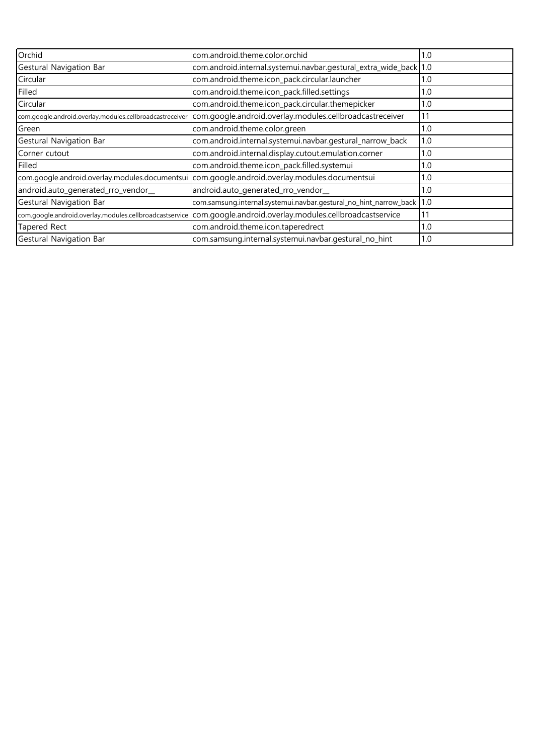| | | |
|---|---|---|
| Orchid | com.android.theme.color.orchid | 1.0 |
| Gestural Navigation Bar | com.android.internal.systemui.navbar.gestural_extra_wide_back | 1.0 |
| Circular | com.android.theme.icon_pack.circular.launcher | 1.0 |
| Filled | com.android.theme.icon_pack.filled.settings | 1.0 |
| Circular | com.android.theme.icon_pack.circular.themepicker | 1.0 |
| com.google.android.overlay.modules.cellbroadcastreceiver | com.google.android.overlay.modules.cellbroadcastreceiver | 11 |
| Green | com.android.theme.color.green | 1.0 |
| Gestural Navigation Bar | com.android.internal.systemui.navbar.gestural_narrow_back | 1.0 |
| Corner cutout | com.android.internal.display.cutout.emulation.corner | 1.0 |
| Filled | com.android.theme.icon_pack.filled.systemui | 1.0 |
| com.google.android.overlay.modules.documentsui | com.google.android.overlay.modules.documentsui | 1.0 |
| android.auto_generated_rro_vendor__ | android.auto_generated_rro_vendor__ | 1.0 |
| Gestural Navigation Bar | com.samsung.internal.systemui.navbar.gestural_no_hint_narrow_back | 1.0 |
| com.google.android.overlay.modules.cellbroadcastservice | com.google.android.overlay.modules.cellbroadcastservice | 11 |
| Tapered Rect | com.android.theme.icon.taperedrect | 1.0 |
| Gestural Navigation Bar | com.samsung.internal.systemui.navbar.gestural_no_hint | 1.0 |